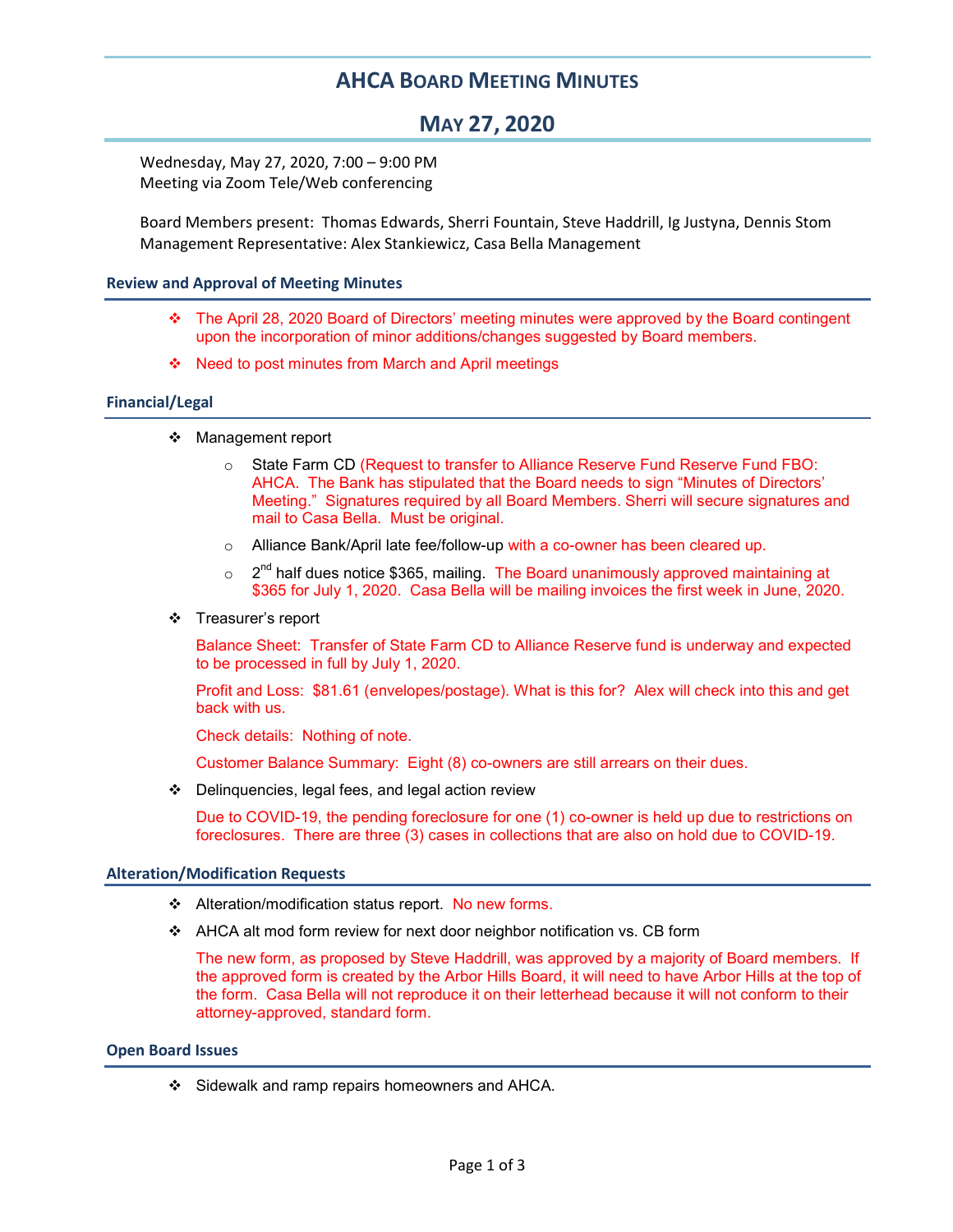# AHCA Board Meeting Minutes

## May 27, 2020

Wednesday, May 27, 2020, 7:00 – 9:00 PM
Meeting via Zoom Tele/Web conferencing

Board Members present: Thomas Edwards, Sherri Fountain, Steve Haddrill, Ig Justyna, Dennis Stom
Management Representative: Alex Stankiewicz, Casa Bella Management

### Review and Approval of Meeting Minutes

- The April 28, 2020 Board of Directors' meeting minutes were approved by the Board contingent upon the incorporation of minor additions/changes suggested by Board members.
- Need to post minutes from March and April meetings

### Financial/Legal

- Management report
  - State Farm CD (Request to transfer to Alliance Reserve Fund Reserve Fund FBO: AHCA. The Bank has stipulated that the Board needs to sign "Minutes of Directors' Meeting." Signatures required by all Board Members. Sherri will secure signatures and mail to Casa Bella. Must be original.
  - Alliance Bank/April late fee/follow-up with a co-owner has been cleared up.
  - 2nd half dues notice $365, mailing. The Board unanimously approved maintaining at $365 for July 1, 2020. Casa Bella will be mailing invoices the first week in June, 2020.
- Treasurer's report

  Balance Sheet: Transfer of State Farm CD to Alliance Reserve fund is underway and expected to be processed in full by July 1, 2020.

  Profit and Loss: $81.61 (envelopes/postage). What is this for? Alex will check into this and get back with us.

  Check details: Nothing of note.

  Customer Balance Summary: Eight (8) co-owners are still arrears on their dues.
- Delinquencies, legal fees, and legal action review

  Due to COVID-19, the pending foreclosure for one (1) co-owner is held up due to restrictions on foreclosures. There are three (3) cases in collections that are also on hold due to COVID-19.

### Alteration/Modification Requests

- Alteration/modification status report. No new forms.
- AHCA alt mod form review for next door neighbor notification vs. CB form

  The new form, as proposed by Steve Haddrill, was approved by a majority of Board members. If the approved form is created by the Arbor Hills Board, it will need to have Arbor Hills at the top of the form. Casa Bella will not reproduce it on their letterhead because it will not conform to their attorney-approved, standard form.

### Open Board Issues

- Sidewalk and ramp repairs homeowners and AHCA.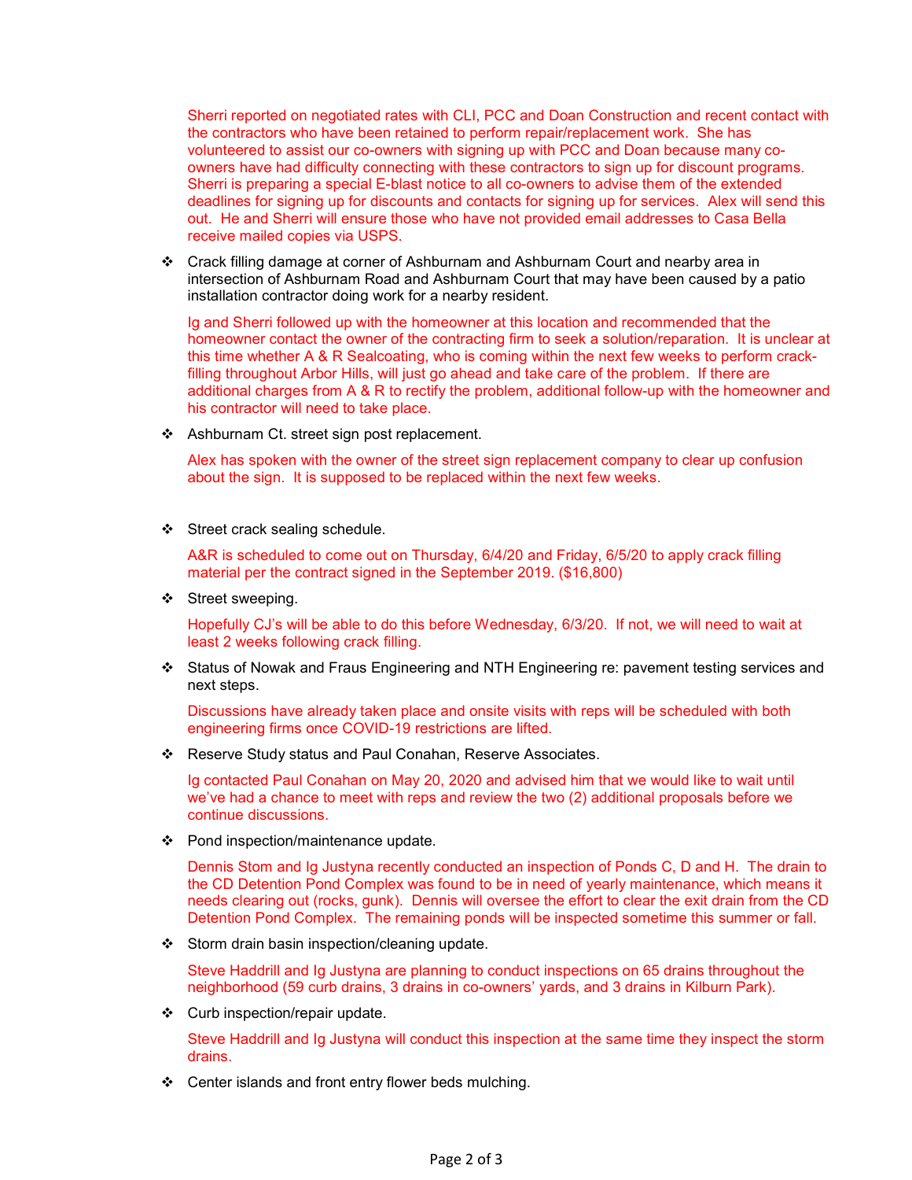Sherri reported on negotiated rates with CLI, PCC and Doan Construction and recent contact with the contractors who have been retained to perform repair/replacement work. She has volunteered to assist our co-owners with signing up with PCC and Doan because many co-owners have had difficulty connecting with these contractors to sign up for discount programs. Sherri is preparing a special E-blast notice to all co-owners to advise them of the extended deadlines for signing up for discounts and contacts for signing up for services. Alex will send this out. He and Sherri will ensure those who have not provided email addresses to Casa Bella receive mailed copies via USPS.

- Crack filling damage at corner of Ashburnam and Ashburnam Court and nearby area in intersection of Ashburnam Road and Ashburnam Court that may have been caused by a patio installation contractor doing work for a nearby resident.

  Ig and Sherri followed up with the homeowner at this location and recommended that the homeowner contact the owner of the contracting firm to seek a solution/reparation. It is unclear at this time whether A & R Sealcoating, who is coming within the next few weeks to perform crack-filling throughout Arbor Hills, will just go ahead and take care of the problem. If there are additional charges from A & R to rectify the problem, additional follow-up with the homeowner and his contractor will need to take place.

- Ashburnam Ct. street sign post replacement.

  Alex has spoken with the owner of the street sign replacement company to clear up confusion about the sign. It is supposed to be replaced within the next few weeks.

- Street crack sealing schedule.

  A&R is scheduled to come out on Thursday, 6/4/20 and Friday, 6/5/20 to apply crack filling material per the contract signed in the September 2019. ($16,800)

- Street sweeping.

  Hopefully CJ's will be able to do this before Wednesday, 6/3/20. If not, we will need to wait at least 2 weeks following crack filling.

- Status of Nowak and Fraus Engineering and NTH Engineering re: pavement testing services and next steps.

  Discussions have already taken place and onsite visits with reps will be scheduled with both engineering firms once COVID-19 restrictions are lifted.

- Reserve Study status and Paul Conahan, Reserve Associates.

  Ig contacted Paul Conahan on May 20, 2020 and advised him that we would like to wait until we've had a chance to meet with reps and review the two (2) additional proposals before we continue discussions.

- Pond inspection/maintenance update.

  Dennis Stom and Ig Justyna recently conducted an inspection of Ponds C, D and H. The drain to the CD Detention Pond Complex was found to be in need of yearly maintenance, which means it needs clearing out (rocks, gunk). Dennis will oversee the effort to clear the exit drain from the CD Detention Pond Complex. The remaining ponds will be inspected sometime this summer or fall.

- Storm drain basin inspection/cleaning update.

  Steve Haddrill and Ig Justyna are planning to conduct inspections on 65 drains throughout the neighborhood (59 curb drains, 3 drains in co-owners' yards, and 3 drains in Kilburn Park).

- Curb inspection/repair update.

  Steve Haddrill and Ig Justyna will conduct this inspection at the same time they inspect the storm drains.

- Center islands and front entry flower beds mulching.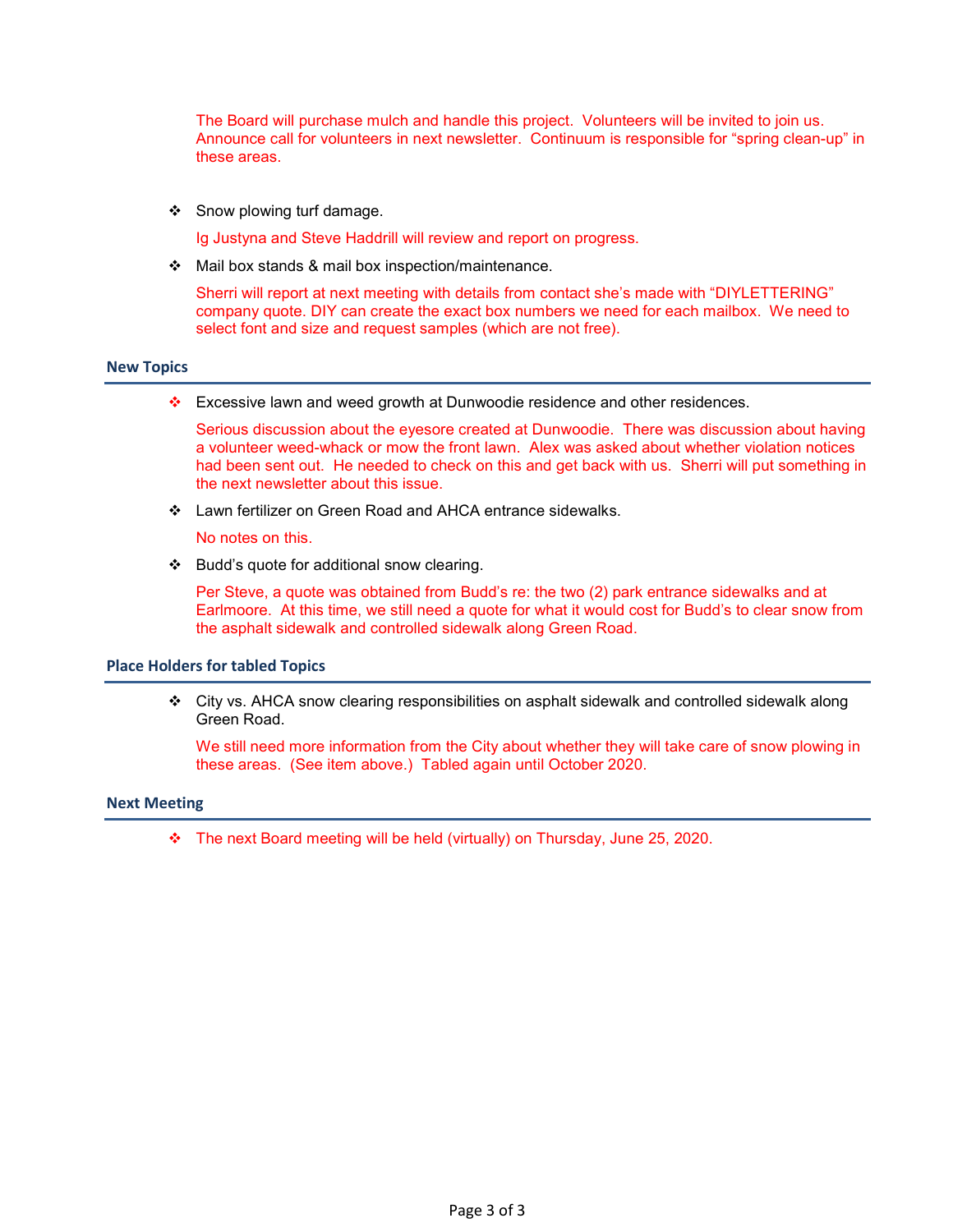The Board will purchase mulch and handle this project. Volunteers will be invited to join us. Announce call for volunteers in next newsletter. Continuum is responsible for "spring clean-up" in these areas.

- Snow plowing turf damage.

  Ig Justyna and Steve Haddrill will review and report on progress.

- Mail box stands & mail box inspection/maintenance.

  Sherri will report at next meeting with details from contact she's made with "DIYLETTERING" company quote. DIY can create the exact box numbers we need for each mailbox. We need to select font and size and request samples (which are not free).

## New Topics

- Excessive lawn and weed growth at Dunwoodie residence and other residences.

  Serious discussion about the eyesore created at Dunwoodie. There was discussion about having a volunteer weed-whack or mow the front lawn. Alex was asked about whether violation notices had been sent out. He needed to check on this and get back with us. Sherri will put something in the next newsletter about this issue.

- Lawn fertilizer on Green Road and AHCA entrance sidewalks.

  No notes on this.

- Budd's quote for additional snow clearing.

  Per Steve, a quote was obtained from Budd's re: the two (2) park entrance sidewalks and at Earlmoore. At this time, we still need a quote for what it would cost for Budd's to clear snow from the asphalt sidewalk and controlled sidewalk along Green Road.

## Place Holders for tabled Topics

- City vs. AHCA snow clearing responsibilities on asphalt sidewalk and controlled sidewalk along Green Road.

  We still need more information from the City about whether they will take care of snow plowing in these areas. (See item above.) Tabled again until October 2020.

## Next Meeting

- The next Board meeting will be held (virtually) on Thursday, June 25, 2020.